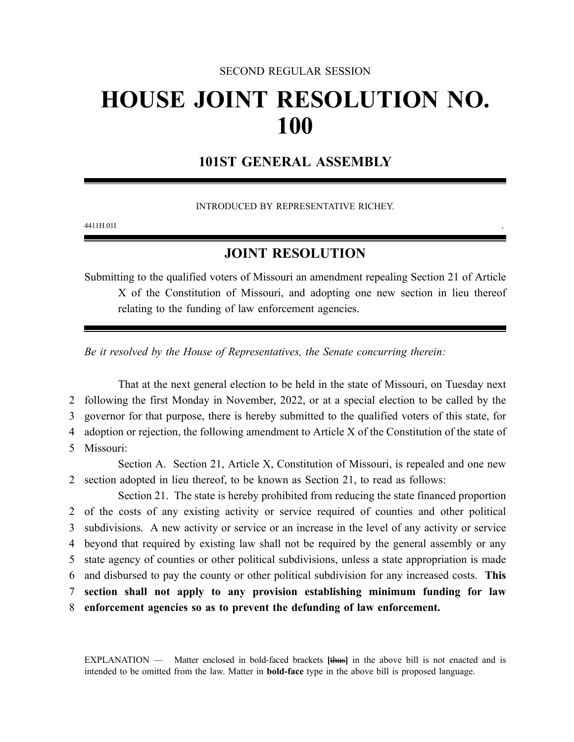SECOND REGULAR SESSION

# HOUSE JOINT RESOLUTION NO. 100

## 101ST GENERAL ASSEMBLY

INTRODUCED BY REPRESENTATIVE RICHEY.

4411H.01I

## JOINT RESOLUTION

Submitting to the qualified voters of Missouri an amendment repealing Section 21 of Article X of the Constitution of Missouri, and adopting one new section in lieu thereof relating to the funding of law enforcement agencies.

*Be it resolved by the House of Representatives, the Senate concurring therein:*

That at the next general election to be held in the state of Missouri, on Tuesday next following the first Monday in November, 2022, or at a special election to be called by the governor for that purpose, there is hereby submitted to the qualified voters of this state, for adoption or rejection, the following amendment to Article X of the Constitution of the state of Missouri:

Section A. Section 21, Article X, Constitution of Missouri, is repealed and one new section adopted in lieu thereof, to be known as Section 21, to read as follows:

Section 21. The state is hereby prohibited from reducing the state financed proportion of the costs of any existing activity or service required of counties and other political subdivisions. A new activity or service or an increase in the level of any activity or service beyond that required by existing law shall not be required by the general assembly or any state agency of counties or other political subdivisions, unless a state appropriation is made and disbursed to pay the county or other political subdivision for any increased costs. **This section shall not apply to any provision establishing minimum funding for law enforcement agencies so as to prevent the defunding of law enforcement.**

EXPLANATION — Matter enclosed in bold-faced brackets **[**~~thus~~**]** in the above bill is not enacted and is intended to be omitted from the law. Matter in **bold-face** type in the above bill is proposed language.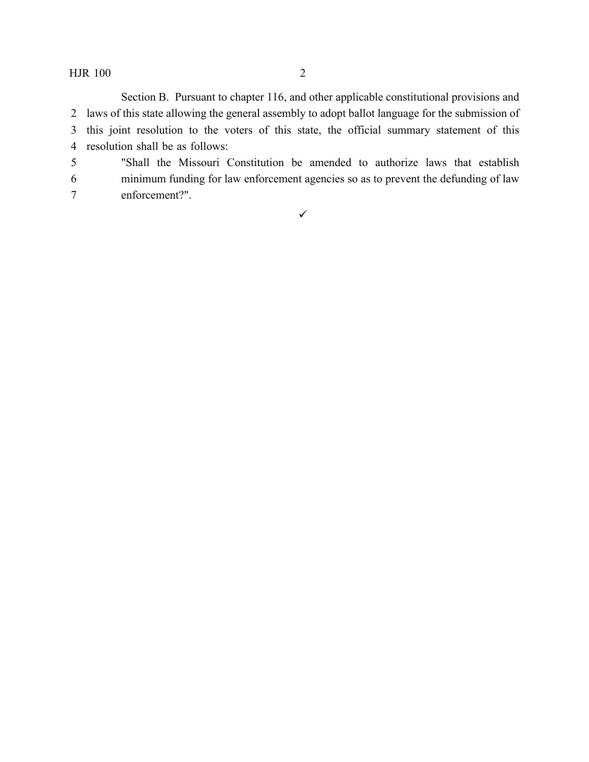Section B. Pursuant to chapter 116, and other applicable constitutional provisions and laws of this state allowing the general assembly to adopt ballot language for the submission of this joint resolution to the voters of this state, the official summary statement of this resolution shall be as follows:

> "Shall the Missouri Constitution be amended to authorize laws that establish minimum funding for law enforcement agencies so as to prevent the defunding of law enforcement?".

✓